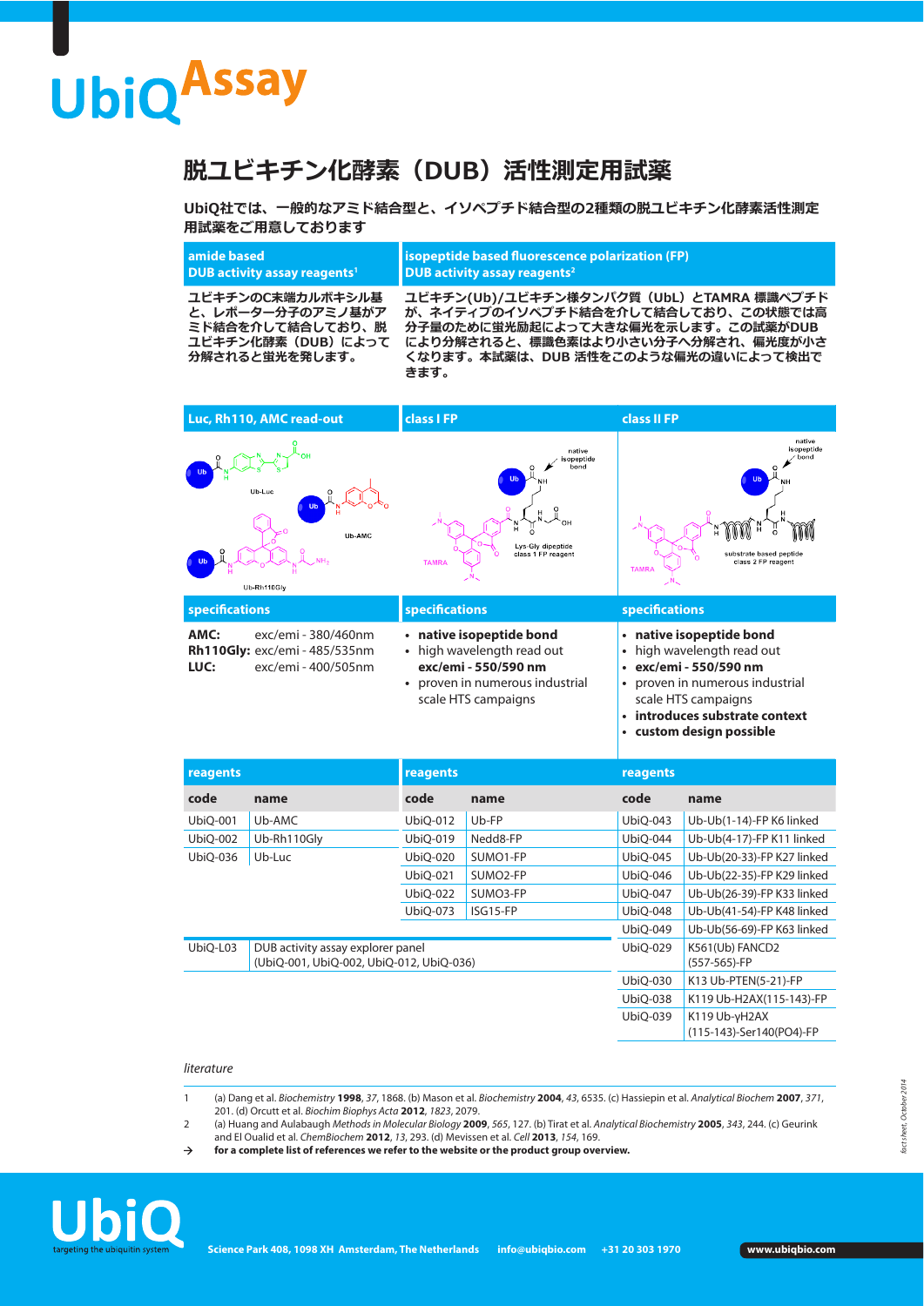# UbiQ Assay

## 脱ユビキチン化酵素（DUB）活性測定用試薬

**UbiQ社では、一般的なアミド結合型と、イソペプチド結合型の2種類の脱ユビキチン化酵素活性測定用試薬をご用意しております**

| amide based DUB activity assay reagents[1] | isopeptide based fluorescence polarization (FP) DUB activity assay reagents[2] |
| --- | --- |
| ユビキチンのC末端カルボキシル基と、レポーター分子のアミノ基がアミド結合を介して結合しており、脱ユビキチン化酵素（DUB）によって分解されると蛍光を発します。 | ユビキチン(Ub)/ユビキチン様タンパク質（UbL）とTAMRA 標識ペプチドが、ネイティブのイソペプチド結合を介して結合しており、この状態では高分子量のために蛍光励起によって大きな偏光を示します。この試薬がDUBにより分解されると、標識色素はより小さい分子へ分解され、偏光度が小さくなります。本試薬は、DUB 活性をこのような偏光の違いによって検出できます。 |

### Luc, Rh110, AMC read-out

Ub-Luc, Ub-AMC, Ub-Rh110Gly

**specifications**

- **AMC:** exc/emi - 380/460nm
- **Rh110Gly:** exc/emi - 485/535nm
- **LUC:** exc/emi - 400/505nm

### class I FP

native isopeptide bond; Lys-Gly dipeptide class 1 FP reagent; TAMRA

**specifications**

- **native isopeptide bond**
- high wavelength read out **exc/emi - 550/590 nm**
- proven in numerous industrial scale HTS campaigns

### class II FP

native isopeptide bond; substrate based peptide class 2 FP reagent; TAMRA

**specifications**

- **native isopeptide bond**
- high wavelength read out
- **exc/emi - 550/590 nm**
- proven in numerous industrial scale HTS campaigns
- **introduces substrate context**
- **custom design possible**

### reagents

| code | name |
| --- | --- |
| UbiQ-001 | Ub-AMC |
| UbiQ-002 | Ub-Rh110Gly |
| UbiQ-036 | Ub-Luc |
| UbiQ-L03 | DUB activity assay explorer panel (UbiQ-001, UbiQ-002, UbiQ-012, UbiQ-036) |

| code | name |
| --- | --- |
| UbiQ-012 | Ub-FP |
| UbiQ-019 | Nedd8-FP |
| UbiQ-020 | SUMO1-FP |
| UbiQ-021 | SUMO2-FP |
| UbiQ-022 | SUMO3-FP |
| UbiQ-073 | ISG15-FP |

| code | name |
| --- | --- |
| UbiQ-043 | Ub-Ub(1-14)-FP K6 linked |
| UbiQ-044 | Ub-Ub(4-17)-FP K11 linked |
| UbiQ-045 | Ub-Ub(20-33)-FP K27 linked |
| UbiQ-046 | Ub-Ub(22-35)-FP K29 linked |
| UbiQ-047 | Ub-Ub(26-39)-FP K33 linked |
| UbiQ-048 | Ub-Ub(41-54)-FP K48 linked |
| UbiQ-049 | Ub-Ub(56-69)-FP K63 linked |
| UbiQ-029 | K561(Ub) FANCD2 (557-565)-FP |
| UbiQ-030 | K13 Ub-PTEN(5-21)-FP |
| UbiQ-038 | K119 Ub-H2AX(115-143)-FP |
| UbiQ-039 | K119 Ub-γH2AX (115-143)-Ser140(PO4)-FP |

*literature*

1. (a) Dang et al. *Biochemistry* **1998**, *37*, 1868. (b) Mason et al. *Biochemistry* **2004**, *43*, 6535. (c) Hassiepin et al. *Analytical Biochem* **2007**, *371*, 201. (d) Orcutt et al. *Biochim Biophys Acta* **2012**, *1823*, 2079.
2. (a) Huang and Aulabaugh *Methods in Molecular Biology* **2009**, *565*, 127. (b) Tirat et al. *Analytical Biochemistry* **2005**, *343*, 244. (c) Geurink and El Oualid et al. *ChemBiochem* **2012**, *13*, 293. (d) Mevissen et al. *Cell* **2013**, *154*, 169.

→ **for a complete list of references we refer to the website or the product group overview.**

*fact sheet, October 2014*

UbiQ targeting the ubiquitin system — **Science Park 408, 1098 XH Amsterdam, The Netherlands** **info@ubiqbio.com** **+31 20 303 1970** **www.ubiqbio.com**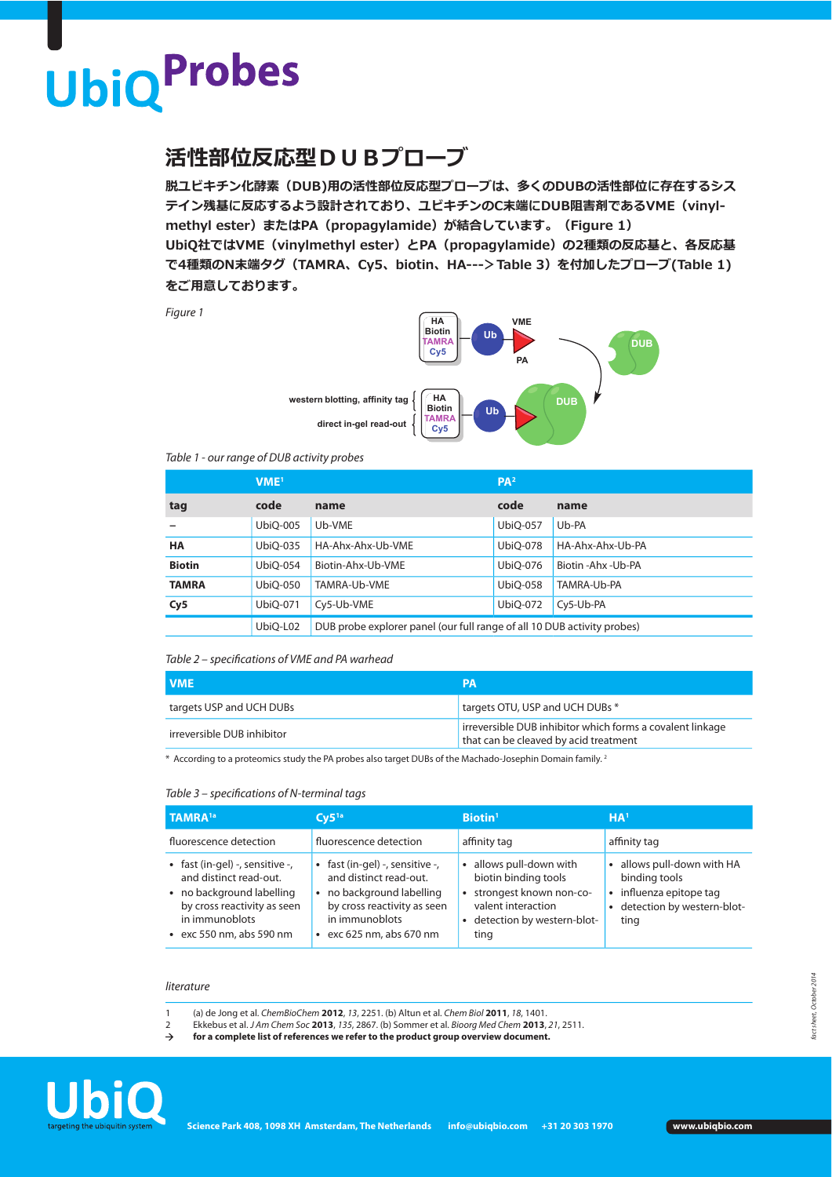# UbiQProbes

## 活性部位反応型ＤＵＢプローブ

**脱ユビキチン化酵素（DUB)用の活性部位反応型プローブは、多くのDUBの活性部位に存在するシステイン残基に反応するよう設計されており、ユビキチンのC末端にDUB阻害剤であるVME（vinyl-methyl ester）またはPA（propagylamide）が結合しています。（Figure 1）**
**UbiQ社ではVME（vinylmethyl ester）とPA（propagylamide）の2種類の反応基と、各反応基で4種類のN末端タグ（TAMRA、Cy5、biotin、HA--->Table 3）を付加したプローブ(Table 1)をご用意しております。**

*Figure 1*

western blotting, affinity tag: HA, Biotin
direct in-gel read-out: TAMRA, Cy5

*Table 1 - our range of DUB activity probes*

| | VME[1] | | PA[2] | |
|---|---|---|---|---|
| **tag** | **code** | **name** | **code** | **name** |
| – | UbiQ-005 | Ub-VME | UbiQ-057 | Ub-PA |
| **HA** | UbiQ-035 | HA-Ahx-Ahx-Ub-VME | UbiQ-078 | HA-Ahx-Ahx-Ub-PA |
| **Biotin** | UbiQ-054 | Biotin-Ahx-Ub-VME | UbiQ-076 | Biotin -Ahx -Ub-PA |
| **TAMRA** | UbiQ-050 | TAMRA-Ub-VME | UbiQ-058 | TAMRA-Ub-PA |
| **Cy5** | UbiQ-071 | Cy5-Ub-VME | UbiQ-072 | Cy5-Ub-PA |
| | UbiQ-L02 | DUB probe explorer panel (our full range of all 10 DUB activity probes) | | |

*Table 2 – specifications of VME and PA warhead*

| VME | PA |
|---|---|
| targets USP and UCH DUBs | targets OTU, USP and UCH DUBs * |
| irreversible DUB inhibitor | irreversible DUB inhibitor which forms a covalent linkage that can be cleaved by acid treatment |

\* According to a proteomics study the PA probes also target DUBs of the Machado-Josephin Domain family. [2]

*Table 3 – specifications of N-terminal tags*

| TAMRA[1a] | Cy5[1a] | Biotin[1] | HA[1] |
|---|---|---|---|
| fluorescence detection | fluorescence detection | affinity tag | affinity tag |
| • fast (in-gel) -, sensitive -, and distinct read-out.<br>• no background labelling by cross reactivity as seen in immunoblots<br>• exc 550 nm, abs 590 nm | • fast (in-gel) -, sensitive -, and distinct read-out.<br>• no background labelling by cross reactivity as seen in immunoblots<br>• exc 625 nm, abs 670 nm | • allows pull-down with biotin binding tools<br>• strongest known non-co-valent interaction<br>• detection by western-blot-ting | • allows pull-down with HA binding tools<br>• influenza epitope tag<br>• detection by western-blot-ting |

*literature*

1 (a) de Jong et al. *ChemBioChem* **2012**, *13*, 2251. (b) Altun et al. *Chem Biol* **2011**, *18*, 1401.
2 Ekkebus et al. *J Am Chem Soc* **2013**, *135*, 2867. (b) Sommer et al. *Bioorg Med Chem* **2013**, *21*, 2511.
→ **for a complete list of references we refer to the product group overview document.**

*fact sheet, October 2014*

UbiQ targeting the ubiquitin system — Science Park 408, 1098 XH Amsterdam, The Netherlands info@ubiqbio.com +31 20 303 1970 www.ubiqbio.com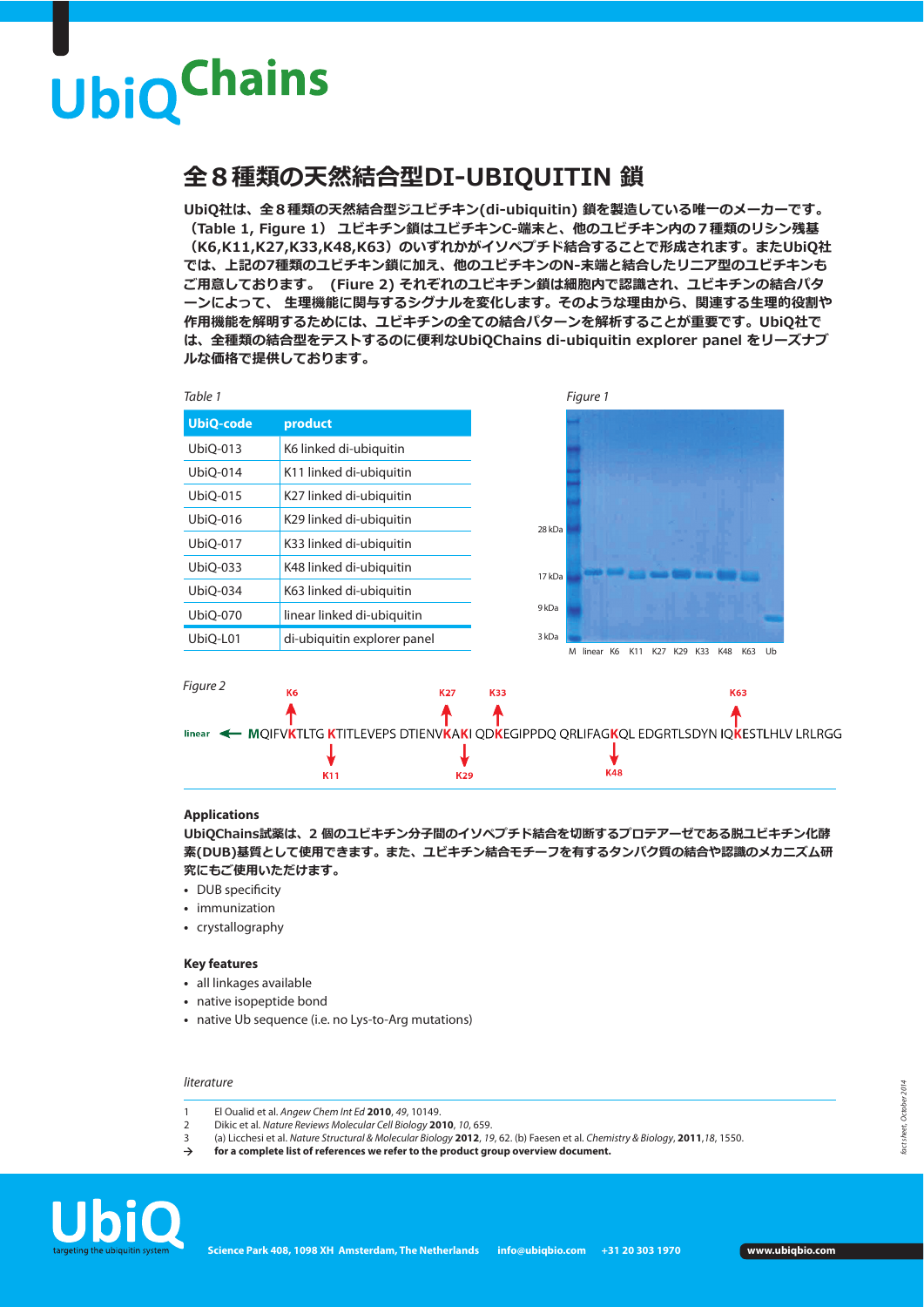# UbiQ Chains

## 全８種類の天然結合型DI-UBIQUITIN 鎖

**UbiQ社は、全８種類の天然結合型ジユビキチン(di-ubiquitin) 鎖を製造している唯一のメーカーです。（Table 1, Figure 1） ユビキチン鎖はユビキチンC-端末と、他のユビキチン内の７種類のリシン残基（K6,K11,K27,K33,K48,K63）のいずれかがイソペプチド結合することで形成されます。またUbiQ社では、上記の7種類のユビキチン鎖に加え、他のユビキチンのN-末端と結合したリニア型のユビキチンもご用意しております。 (Fiure 2) それぞれのユビキチン鎖は細胞内で認識され、ユビキチンの結合パターンによって、 生理機能に関与するシグナルを変化します。そのような理由から、関連する生理的役割や作用機能を解明するためには、ユビキチンの全ての結合パターンを解析することが重要です。UbiQ社では、全種類の結合型をテストするのに便利なUbiQChains di-ubiquitin explorer panel をリーズナブルな価格で提供しております。**

*Table 1*

| UbiQ-code | product |
|---|---|
| UbiQ-013 | K6 linked di-ubiquitin |
| UbiQ-014 | K11 linked di-ubiquitin |
| UbiQ-015 | K27 linked di-ubiquitin |
| UbiQ-016 | K29 linked di-ubiquitin |
| UbiQ-017 | K33 linked di-ubiquitin |
| UbiQ-033 | K48 linked di-ubiquitin |
| UbiQ-034 | K63 linked di-ubiquitin |
| UbiQ-070 | linear linked di-ubiquitin |
| UbiQ-L01 | di-ubiquitin explorer panel |

*Figure 1*

28 kDa
17 kDa
9 kDa
3 kDa
M linear K6 K11 K27 K29 K33 K48 K63 Ub

*Figure 2*

K6 K27 K33 K63

linear ← MQIFVKTLTG KTITLEVEPS DTIENVKAKI QDKEGIPPDQ QRLIFAGKQL EDGRTLSDYN IQKESTLHLV LRLRGG

K11 K29 K48

### Applications

**UbiQChains試薬は、２個のユビキチン分子間のイソペプチド結合を切断するプロテアーゼである脱ユビキチン化酵素(DUB)基質として使用できます。また、ユビキチン結合モチーフを有するタンパク質の結合や認識のメカニズム研究にもご使用いただけます。**

- DUB specificity
- immunization
- crystallography

### Key features

- all linkages available
- native isopeptide bond
- native Ub sequence (i.e. no Lys-to-Arg mutations)

*literature*

1 El Oualid et al. *Angew Chem Int Ed* **2010**, *49*, 10149.
2 Dikic et al. *Nature Reviews Molecular Cell Biology* **2010**, *10*, 659.
3 (a) Licchesi et al. *Nature Structural & Molecular Biology* **2012**, *19*, 62. (b) Faesen et al. *Chemistry & Biology*, **2011**,*18*, 1550.
→ **for a complete list of references we refer to the product group overview document.**

UbiQ targeting the ubiquitin system

Science Park 408, 1098 XH Amsterdam, The Netherlands info@ubiqbio.com +31 20 303 1970 www.ubiqbio.com

*fact sheet, October 2014*